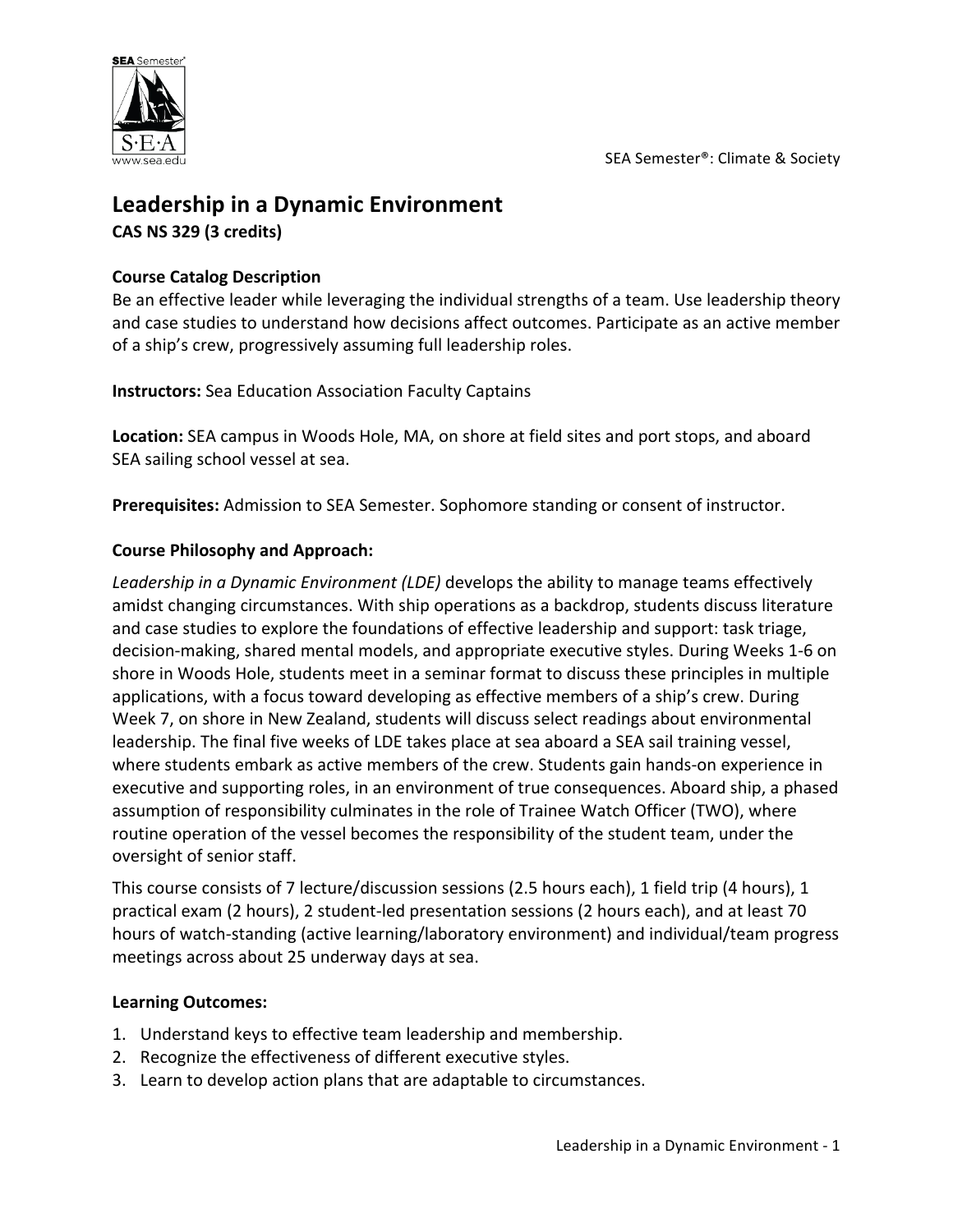# Leadership in a Dynamic Environment

**CAS NS 329 (3 credits)**

### Course Catalog Description

Be an effective leader while leveraging the individual strengths of a team. Use leadership theory and case studies to understand how decisions affect outcomes. Participate as an active member of a ship's crew, progressively assuming full leadership roles.

**Instructors:** Sea Education Association Faculty Captains

**Location:** SEA campus in Woods Hole, MA, on shore at field sites and port stops, and aboard SEA sailing school vessel at sea.

**Prerequisites:** Admission to SEA Semester. Sophomore standing or consent of instructor.

### Course Philosophy and Approach:

*Leadership in a Dynamic Environment (LDE)* develops the ability to manage teams effectively amidst changing circumstances. With ship operations as a backdrop, students discuss literature and case studies to explore the foundations of effective leadership and support: task triage, decision-making, shared mental models, and appropriate executive styles. During Weeks 1-6 on shore in Woods Hole, students meet in a seminar format to discuss these principles in multiple applications, with a focus toward developing as effective members of a ship's crew. During Week 7, on shore in New Zealand, students will discuss select readings about environmental leadership. The final five weeks of LDE takes place at sea aboard a SEA sail training vessel, where students embark as active members of the crew. Students gain hands-on experience in executive and supporting roles, in an environment of true consequences. Aboard ship, a phased assumption of responsibility culminates in the role of Trainee Watch Officer (TWO), where routine operation of the vessel becomes the responsibility of the student team, under the oversight of senior staff.

This course consists of 7 lecture/discussion sessions (2.5 hours each), 1 field trip (4 hours), 1 practical exam (2 hours), 2 student-led presentation sessions (2 hours each), and at least 70 hours of watch-standing (active learning/laboratory environment) and individual/team progress meetings across about 25 underway days at sea.

### Learning Outcomes:

1. Understand keys to effective team leadership and membership.
2. Recognize the effectiveness of different executive styles.
3. Learn to develop action plans that are adaptable to circumstances.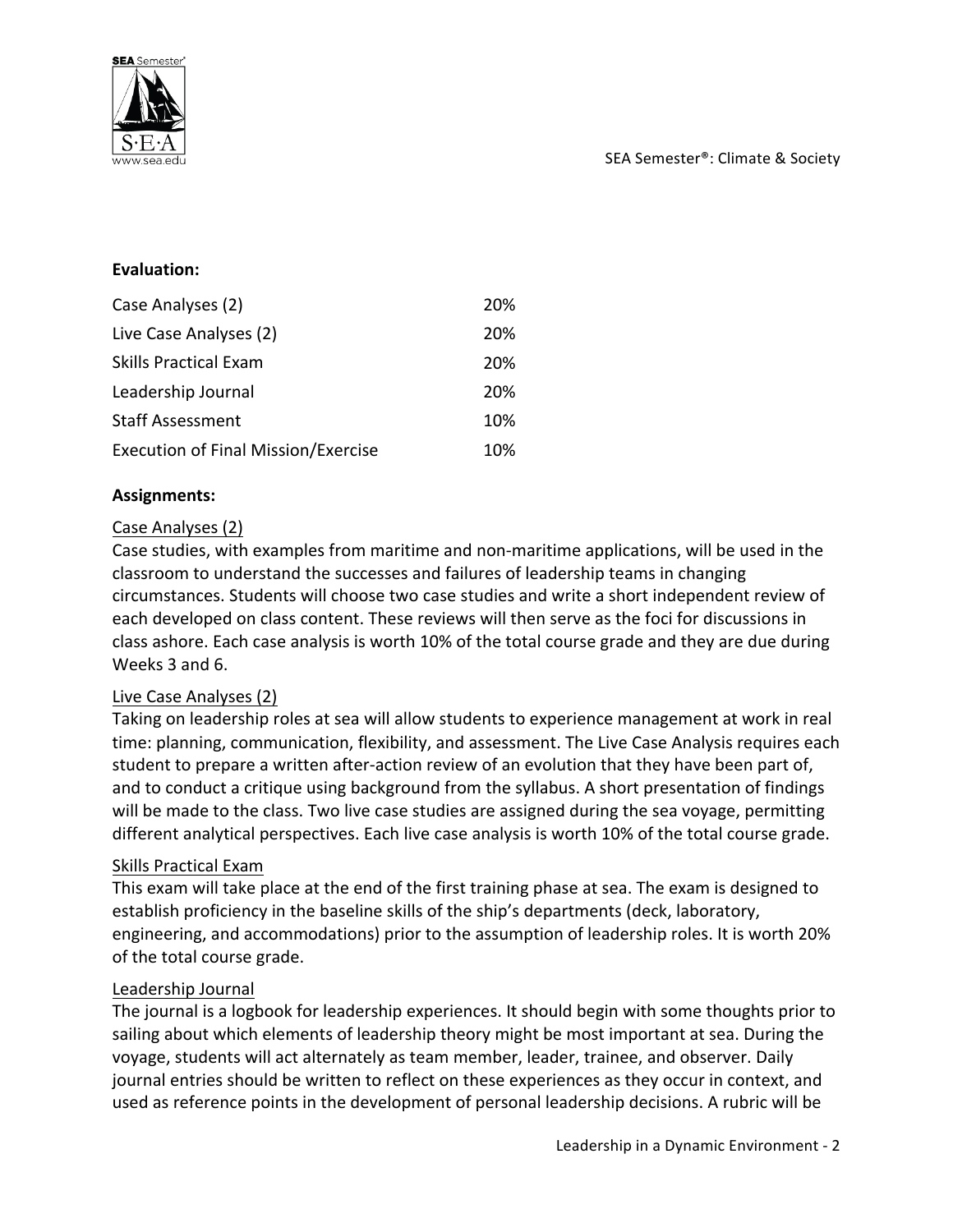**Evaluation:**

| | |
|---|---|
| Case Analyses (2) | 20% |
| Live Case Analyses (2) | 20% |
| Skills Practical Exam | 20% |
| Leadership Journal | 20% |
| Staff Assessment | 10% |
| Execution of Final Mission/Exercise | 10% |

**Assignments:**

Case Analyses (2)

Case studies, with examples from maritime and non-maritime applications, will be used in the classroom to understand the successes and failures of leadership teams in changing circumstances. Students will choose two case studies and write a short independent review of each developed on class content. These reviews will then serve as the foci for discussions in class ashore. Each case analysis is worth 10% of the total course grade and they are due during Weeks 3 and 6.

Live Case Analyses (2)

Taking on leadership roles at sea will allow students to experience management at work in real time: planning, communication, flexibility, and assessment. The Live Case Analysis requires each student to prepare a written after-action review of an evolution that they have been part of, and to conduct a critique using background from the syllabus. A short presentation of findings will be made to the class. Two live case studies are assigned during the sea voyage, permitting different analytical perspectives. Each live case analysis is worth 10% of the total course grade.

Skills Practical Exam

This exam will take place at the end of the first training phase at sea. The exam is designed to establish proficiency in the baseline skills of the ship's departments (deck, laboratory, engineering, and accommodations) prior to the assumption of leadership roles. It is worth 20% of the total course grade.

Leadership Journal

The journal is a logbook for leadership experiences. It should begin with some thoughts prior to sailing about which elements of leadership theory might be most important at sea. During the voyage, students will act alternately as team member, leader, trainee, and observer. Daily journal entries should be written to reflect on these experiences as they occur in context, and used as reference points in the development of personal leadership decisions. A rubric will be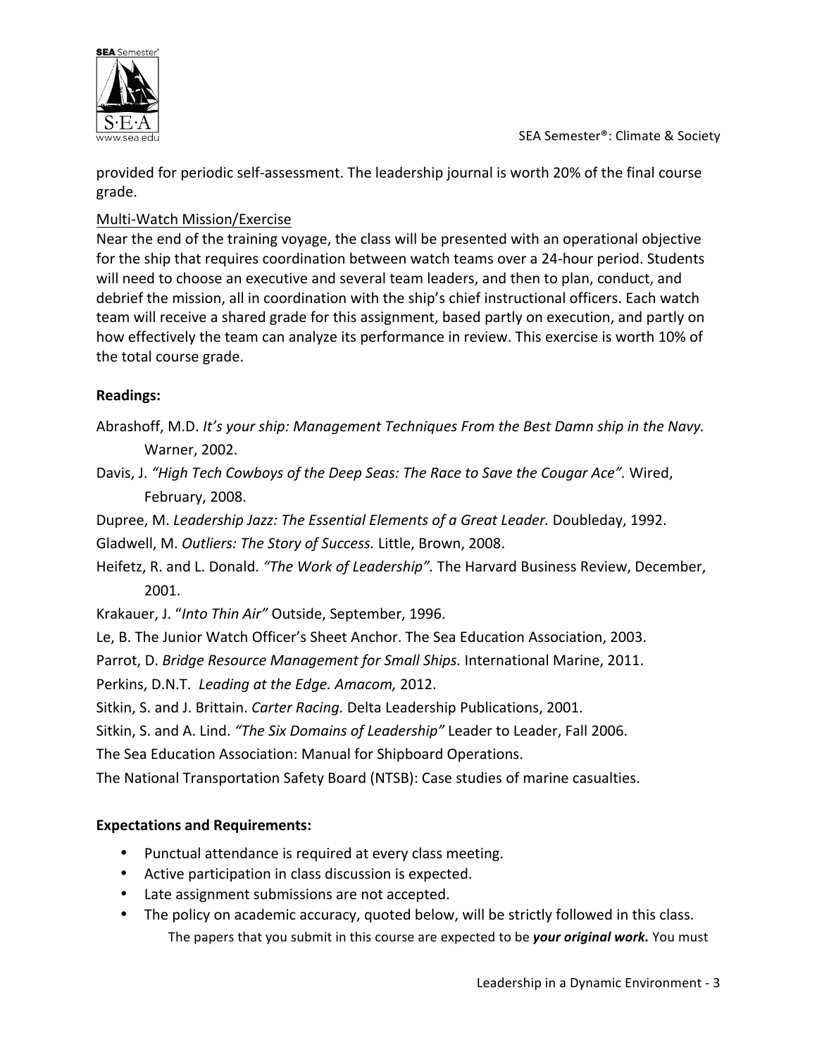provided for periodic self-assessment. The leadership journal is worth 20% of the final course grade.

Multi-Watch Mission/Exercise

Near the end of the training voyage, the class will be presented with an operational objective for the ship that requires coordination between watch teams over a 24-hour period. Students will need to choose an executive and several team leaders, and then to plan, conduct, and debrief the mission, all in coordination with the ship's chief instructional officers. Each watch team will receive a shared grade for this assignment, based partly on execution, and partly on how effectively the team can analyze its performance in review. This exercise is worth 10% of the total course grade.

**Readings:**

Abrashoff, M.D. *It's your ship: Management Techniques From the Best Damn ship in the Navy.* Warner, 2002.

Davis, J. *"High Tech Cowboys of the Deep Seas: The Race to Save the Cougar Ace".* Wired, February, 2008.

Dupree, M. *Leadership Jazz: The Essential Elements of a Great Leader.* Doubleday, 1992.

Gladwell, M. *Outliers: The Story of Success.* Little, Brown, 2008.

Heifetz, R. and L. Donald. *"The Work of Leadership".* The Harvard Business Review, December, 2001.

Krakauer, J. "*Into Thin Air"* Outside, September, 1996.

Le, B. The Junior Watch Officer's Sheet Anchor. The Sea Education Association, 2003.

Parrot, D. *Bridge Resource Management for Small Ships.* International Marine, 2011.

Perkins, D.N.T. *Leading at the Edge. Amacom,* 2012.

Sitkin, S. and J. Brittain. *Carter Racing.* Delta Leadership Publications, 2001.

Sitkin, S. and A. Lind. *"The Six Domains of Leadership"* Leader to Leader, Fall 2006.

The Sea Education Association: Manual for Shipboard Operations.

The National Transportation Safety Board (NTSB): Case studies of marine casualties.

**Expectations and Requirements:**

- Punctual attendance is required at every class meeting.
- Active participation in class discussion is expected.
- Late assignment submissions are not accepted.
- The policy on academic accuracy, quoted below, will be strictly followed in this class.

  The papers that you submit in this course are expected to be ***your original work.*** You must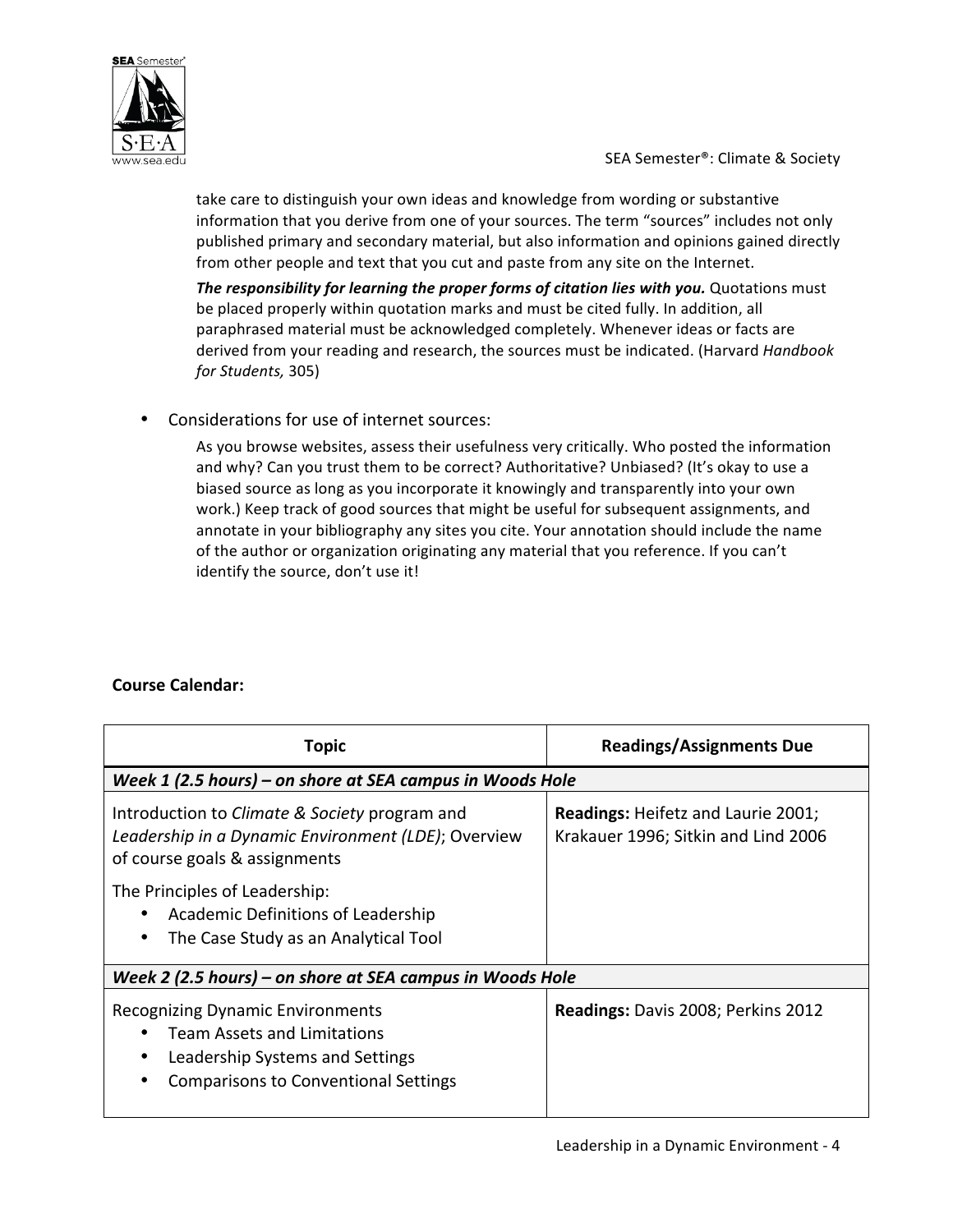take care to distinguish your own ideas and knowledge from wording or substantive information that you derive from one of your sources. The term "sources" includes not only published primary and secondary material, but also information and opinions gained directly from other people and text that you cut and paste from any site on the Internet.

***The responsibility for learning the proper forms of citation lies with you.*** Quotations must be placed properly within quotation marks and must be cited fully. In addition, all paraphrased material must be acknowledged completely. Whenever ideas or facts are derived from your reading and research, the sources must be indicated. (Harvard *Handbook for Students,* 305)

- Considerations for use of internet sources:

  As you browse websites, assess their usefulness very critically. Who posted the information and why? Can you trust them to be correct? Authoritative? Unbiased? (It's okay to use a biased source as long as you incorporate it knowingly and transparently into your own work.) Keep track of good sources that might be useful for subsequent assignments, and annotate in your bibliography any sites you cite. Your annotation should include the name of the author or organization originating any material that you reference. If you can't identify the source, don't use it!

**Course Calendar:**

| Topic | Readings/Assignments Due |
|---|---|
| ***Week 1 (2.5 hours) – on shore at SEA campus in Woods Hole*** | |
| Introduction to *Climate & Society* program and *Leadership in a Dynamic Environment (LDE)*; Overview of course goals & assignments<br><br>The Principles of Leadership:<br>• Academic Definitions of Leadership<br>• The Case Study as an Analytical Tool | **Readings:** Heifetz and Laurie 2001; Krakauer 1996; Sitkin and Lind 2006 |
| ***Week 2 (2.5 hours) – on shore at SEA campus in Woods Hole*** | |
| Recognizing Dynamic Environments<br>• Team Assets and Limitations<br>• Leadership Systems and Settings<br>• Comparisons to Conventional Settings | **Readings:** Davis 2008; Perkins 2012 |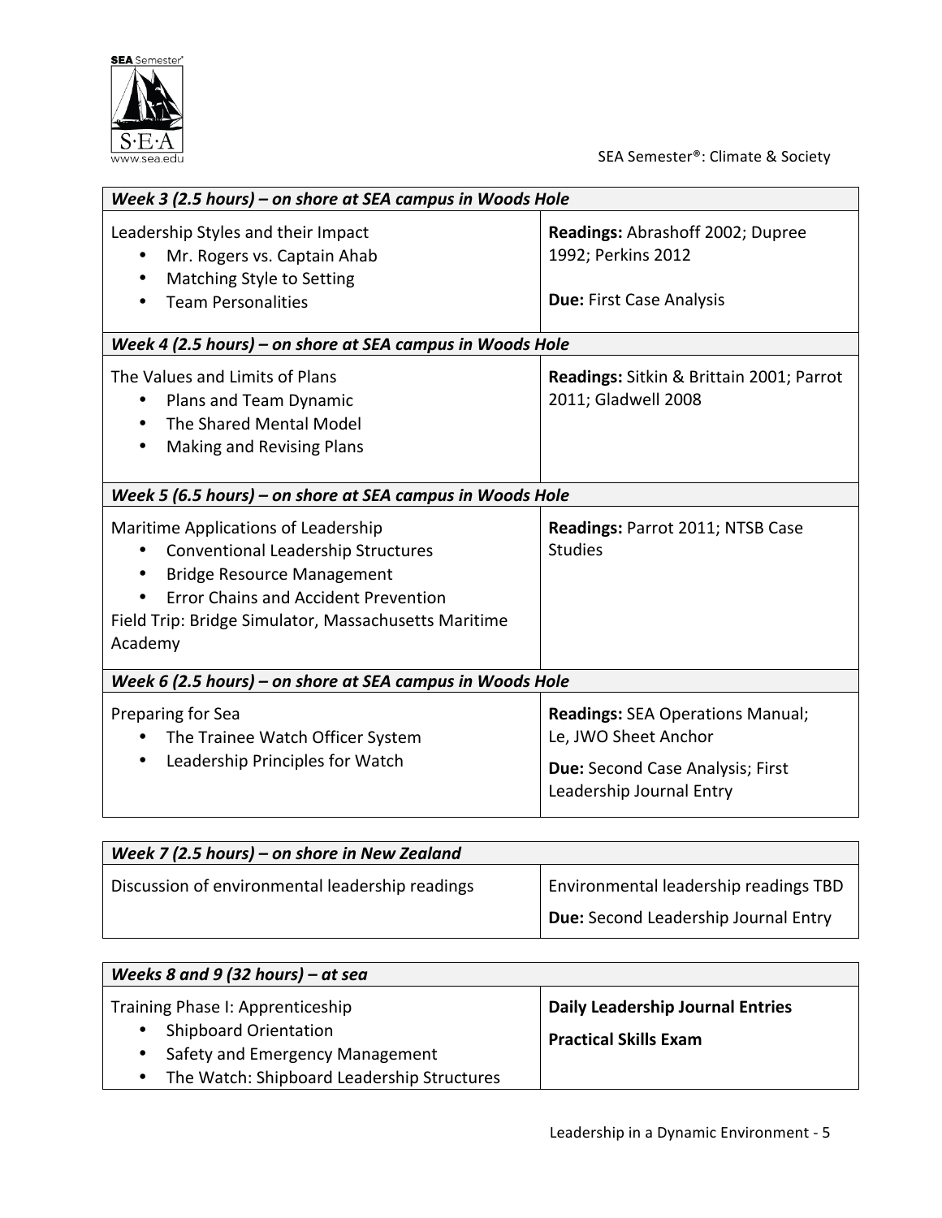| *Week 3 (2.5 hours) – on shore at SEA campus in Woods Hole* | |
|---|---|
| Leadership Styles and their Impact<br>• Mr. Rogers vs. Captain Ahab<br>• Matching Style to Setting<br>• Team Personalities | **Readings:** Abrashoff 2002; Dupree 1992; Perkins 2012<br><br>**Due:** First Case Analysis |
| ***Week 4 (2.5 hours) – on shore at SEA campus in Woods Hole*** | |
| The Values and Limits of Plans<br>• Plans and Team Dynamic<br>• The Shared Mental Model<br>• Making and Revising Plans | **Readings:** Sitkin & Brittain 2001; Parrot 2011; Gladwell 2008 |
| ***Week 5 (6.5 hours) – on shore at SEA campus in Woods Hole*** | |
| Maritime Applications of Leadership<br>• Conventional Leadership Structures<br>• Bridge Resource Management<br>• Error Chains and Accident Prevention<br>Field Trip: Bridge Simulator, Massachusetts Maritime Academy | **Readings:** Parrot 2011; NTSB Case Studies |
| ***Week 6 (2.5 hours) – on shore at SEA campus in Woods Hole*** | |
| Preparing for Sea<br>• The Trainee Watch Officer System<br>• Leadership Principles for Watch | **Readings:** SEA Operations Manual; Le, JWO Sheet Anchor<br><br>**Due:** Second Case Analysis; First Leadership Journal Entry |

| *Week 7 (2.5 hours) – on shore in New Zealand* | |
|---|---|
| Discussion of environmental leadership readings | Environmental leadership readings TBD<br><br>**Due:** Second Leadership Journal Entry |

| *Weeks 8 and 9 (32 hours) – at sea* | |
|---|---|
| Training Phase I: Apprenticeship<br>• Shipboard Orientation<br>• Safety and Emergency Management<br>• The Watch: Shipboard Leadership Structures | **Daily Leadership Journal Entries**<br><br>**Practical Skills Exam** |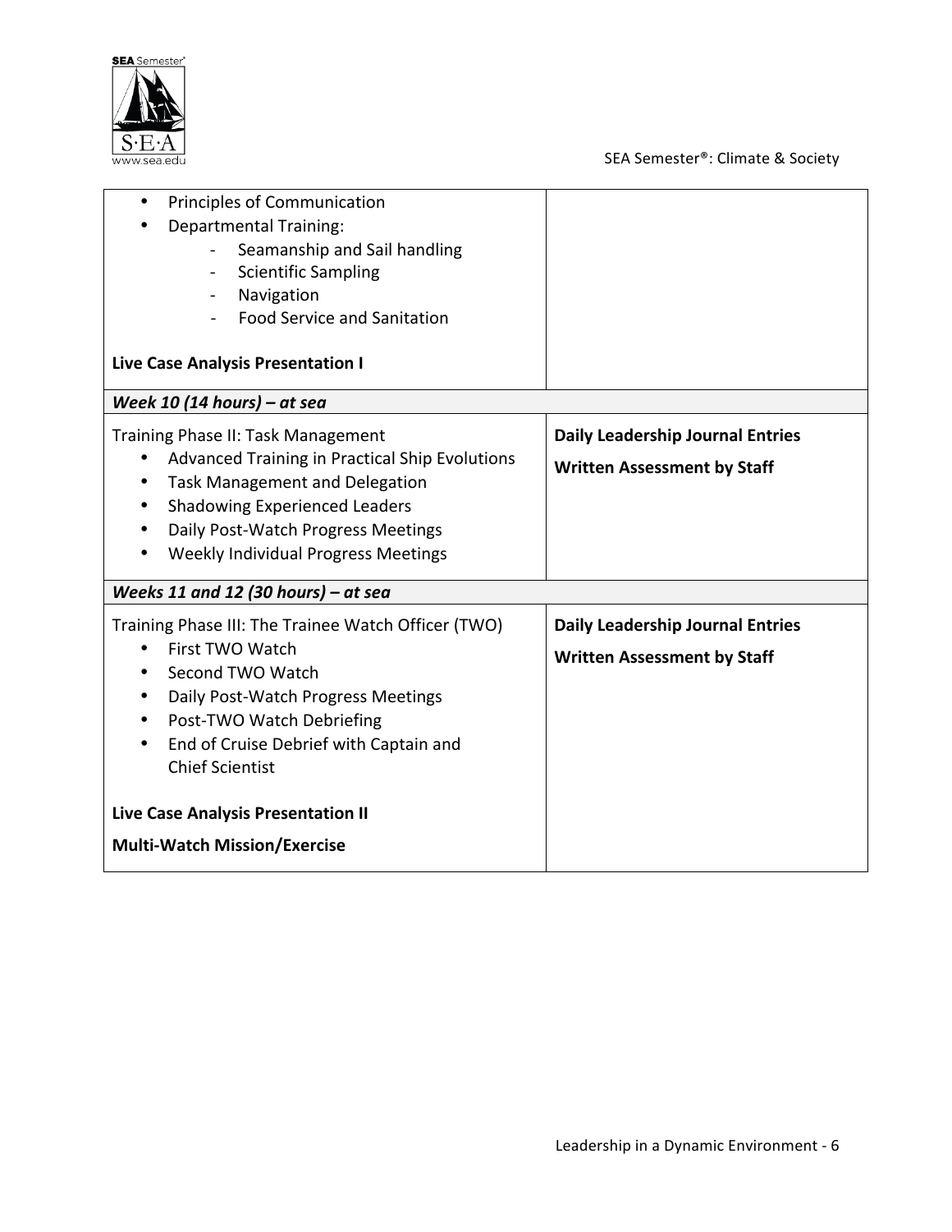| | |
|---|---|
| • Principles of Communication<br>• Departmental Training:<br>&nbsp;&nbsp;- Seamanship and Sail handling<br>&nbsp;&nbsp;- Scientific Sampling<br>&nbsp;&nbsp;- Navigation<br>&nbsp;&nbsp;- Food Service and Sanitation<br><br>**Live Case Analysis Presentation I** | |
| ***Week 10 (14 hours) – at sea*** | |
| Training Phase II: Task Management<br>• Advanced Training in Practical Ship Evolutions<br>• Task Management and Delegation<br>• Shadowing Experienced Leaders<br>• Daily Post-Watch Progress Meetings<br>• Weekly Individual Progress Meetings | **Daily Leadership Journal Entries**<br>**Written Assessment by Staff** |
| ***Weeks 11 and 12 (30 hours) – at sea*** | |
| Training Phase III: The Trainee Watch Officer (TWO)<br>• First TWO Watch<br>• Second TWO Watch<br>• Daily Post-Watch Progress Meetings<br>• Post-TWO Watch Debriefing<br>• End of Cruise Debrief with Captain and Chief Scientist<br><br>**Live Case Analysis Presentation II**<br>**Multi-Watch Mission/Exercise** | **Daily Leadership Journal Entries**<br>**Written Assessment by Staff** |